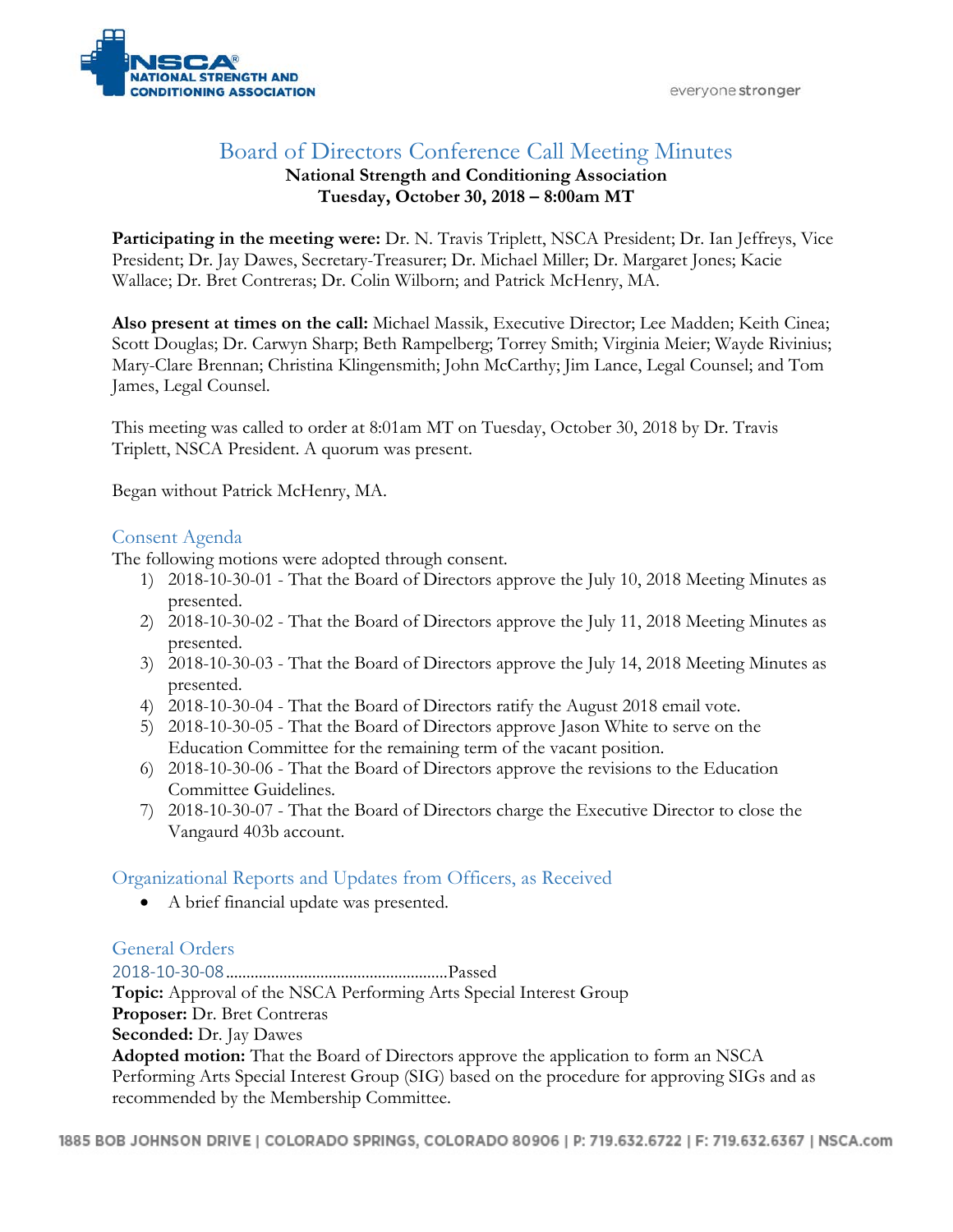# Board of Directors Conference Call Meeting Minutes

**National Strength and Conditioning Association**
**Tuesday, October 30, 2018 – 8:00am MT**

**Participating in the meeting were:** Dr. N. Travis Triplett, NSCA President; Dr. Ian Jeffreys, Vice President; Dr. Jay Dawes, Secretary-Treasurer; Dr. Michael Miller; Dr. Margaret Jones; Kacie Wallace; Dr. Bret Contreras; Dr. Colin Wilborn; and Patrick McHenry, MA.

**Also present at times on the call:** Michael Massik, Executive Director; Lee Madden; Keith Cinea; Scott Douglas; Dr. Carwyn Sharp; Beth Rampelberg; Torrey Smith; Virginia Meier; Wayde Rivinius; Mary-Clare Brennan; Christina Klingensmith; John McCarthy; Jim Lance, Legal Counsel; and Tom James, Legal Counsel.

This meeting was called to order at 8:01am MT on Tuesday, October 30, 2018 by Dr. Travis Triplett, NSCA President. A quorum was present.

Began without Patrick McHenry, MA.

## Consent Agenda

The following motions were adopted through consent.

1) 2018-10-30-01 - That the Board of Directors approve the July 10, 2018 Meeting Minutes as presented.
2) 2018-10-30-02 - That the Board of Directors approve the July 11, 2018 Meeting Minutes as presented.
3) 2018-10-30-03 - That the Board of Directors approve the July 14, 2018 Meeting Minutes as presented.
4) 2018-10-30-04 - That the Board of Directors ratify the August 2018 email vote.
5) 2018-10-30-05 - That the Board of Directors approve Jason White to serve on the Education Committee for the remaining term of the vacant position.
6) 2018-10-30-06 - That the Board of Directors approve the revisions to the Education Committee Guidelines.
7) 2018-10-30-07 - That the Board of Directors charge the Executive Director to close the Vangaurd 403b account.

## Organizational Reports and Updates from Officers, as Received

- A brief financial update was presented.

## General Orders

2018-10-30-08......................................................Passed

**Topic:** Approval of the NSCA Performing Arts Special Interest Group
**Proposer:** Dr. Bret Contreras
**Seconded:** Dr. Jay Dawes
**Adopted motion:** That the Board of Directors approve the application to form an NSCA Performing Arts Special Interest Group (SIG) based on the procedure for approving SIGs and as recommended by the Membership Committee.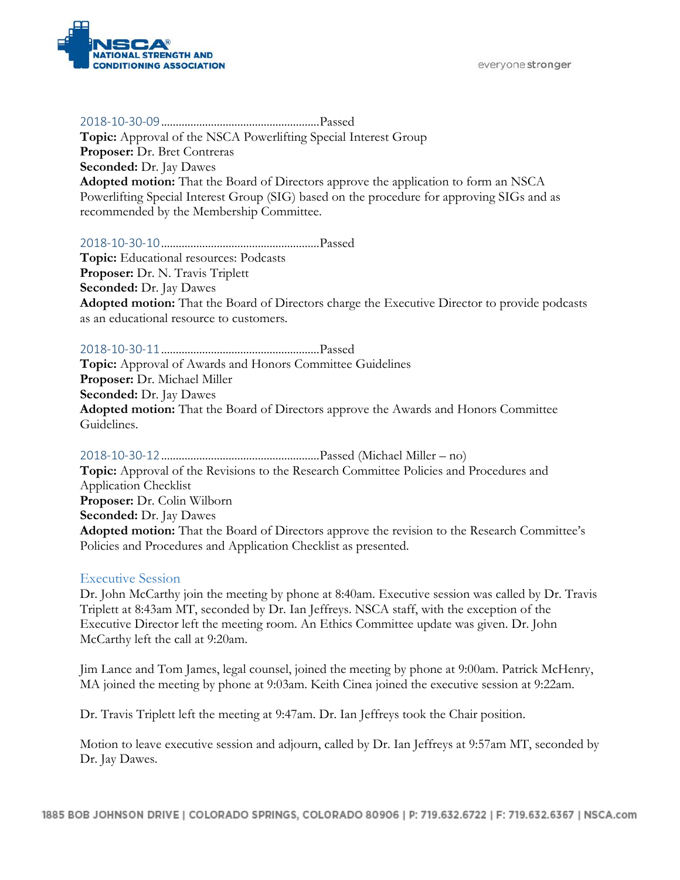2018-10-30-09.....................................................Passed
**Topic:** Approval of the NSCA Powerlifting Special Interest Group
**Proposer:** Dr. Bret Contreras
**Seconded:** Dr. Jay Dawes
**Adopted motion:** That the Board of Directors approve the application to form an NSCA Powerlifting Special Interest Group (SIG) based on the procedure for approving SIGs and as recommended by the Membership Committee.

2018-10-30-10.....................................................Passed
**Topic:** Educational resources: Podcasts
**Proposer:** Dr. N. Travis Triplett
**Seconded:** Dr. Jay Dawes
**Adopted motion:** That the Board of Directors charge the Executive Director to provide podcasts as an educational resource to customers.

2018-10-30-11.....................................................Passed
**Topic:** Approval of Awards and Honors Committee Guidelines
**Proposer:** Dr. Michael Miller
**Seconded:** Dr. Jay Dawes
**Adopted motion:** That the Board of Directors approve the Awards and Honors Committee Guidelines.

2018-10-30-12.....................................................Passed (Michael Miller – no)
**Topic:** Approval of the Revisions to the Research Committee Policies and Procedures and Application Checklist
**Proposer:** Dr. Colin Wilborn
**Seconded:** Dr. Jay Dawes
**Adopted motion:** That the Board of Directors approve the revision to the Research Committee's Policies and Procedures and Application Checklist as presented.

## Executive Session

Dr. John McCarthy join the meeting by phone at 8:40am. Executive session was called by Dr. Travis Triplett at 8:43am MT, seconded by Dr. Ian Jeffreys. NSCA staff, with the exception of the Executive Director left the meeting room. An Ethics Committee update was given. Dr. John McCarthy left the call at 9:20am.

Jim Lance and Tom James, legal counsel, joined the meeting by phone at 9:00am. Patrick McHenry, MA joined the meeting by phone at 9:03am. Keith Cinea joined the executive session at 9:22am.

Dr. Travis Triplett left the meeting at 9:47am. Dr. Ian Jeffreys took the Chair position.

Motion to leave executive session and adjourn, called by Dr. Ian Jeffreys at 9:57am MT, seconded by Dr. Jay Dawes.